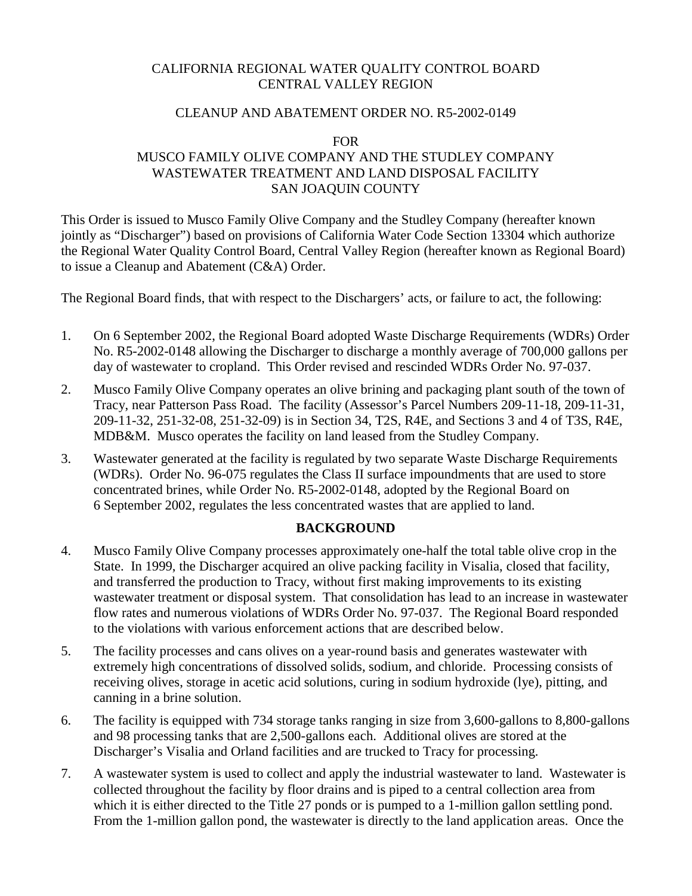CALIFORNIA REGIONAL WATER QUALITY CONTROL BOARD
CENTRAL VALLEY REGION

CLEANUP AND ABATEMENT ORDER NO. R5-2002-0149

FOR
MUSCO FAMILY OLIVE COMPANY AND THE STUDLEY COMPANY
WASTEWATER TREATMENT AND LAND DISPOSAL FACILITY
SAN JOAQUIN COUNTY

This Order is issued to Musco Family Olive Company and the Studley Company (hereafter known jointly as "Discharger") based on provisions of California Water Code Section 13304 which authorize the Regional Water Quality Control Board, Central Valley Region (hereafter known as Regional Board) to issue a Cleanup and Abatement (C&A) Order.

The Regional Board finds, that with respect to the Dischargers' acts, or failure to act, the following:

1. On 6 September 2002, the Regional Board adopted Waste Discharge Requirements (WDRs) Order No. R5-2002-0148 allowing the Discharger to discharge a monthly average of 700,000 gallons per day of wastewater to cropland. This Order revised and rescinded WDRs Order No. 97-037.
2. Musco Family Olive Company operates an olive brining and packaging plant south of the town of Tracy, near Patterson Pass Road. The facility (Assessor's Parcel Numbers 209-11-18, 209-11-31, 209-11-32, 251-32-08, 251-32-09) is in Section 34, T2S, R4E, and Sections 3 and 4 of T3S, R4E, MDB&M. Musco operates the facility on land leased from the Studley Company.
3. Wastewater generated at the facility is regulated by two separate Waste Discharge Requirements (WDRs). Order No. 96-075 regulates the Class II surface impoundments that are used to store concentrated brines, while Order No. R5-2002-0148, adopted by the Regional Board on 6 September 2002, regulates the less concentrated wastes that are applied to land.

**BACKGROUND**

4. Musco Family Olive Company processes approximately one-half the total table olive crop in the State. In 1999, the Discharger acquired an olive packing facility in Visalia, closed that facility, and transferred the production to Tracy, without first making improvements to its existing wastewater treatment or disposal system. That consolidation has lead to an increase in wastewater flow rates and numerous violations of WDRs Order No. 97-037. The Regional Board responded to the violations with various enforcement actions that are described below.
5. The facility processes and cans olives on a year-round basis and generates wastewater with extremely high concentrations of dissolved solids, sodium, and chloride. Processing consists of receiving olives, storage in acetic acid solutions, curing in sodium hydroxide (lye), pitting, and canning in a brine solution.
6. The facility is equipped with 734 storage tanks ranging in size from 3,600-gallons to 8,800-gallons and 98 processing tanks that are 2,500-gallons each. Additional olives are stored at the Discharger's Visalia and Orland facilities and are trucked to Tracy for processing.
7. A wastewater system is used to collect and apply the industrial wastewater to land. Wastewater is collected throughout the facility by floor drains and is piped to a central collection area from which it is either directed to the Title 27 ponds or is pumped to a 1-million gallon settling pond. From the 1-million gallon pond, the wastewater is directly to the land application areas. Once the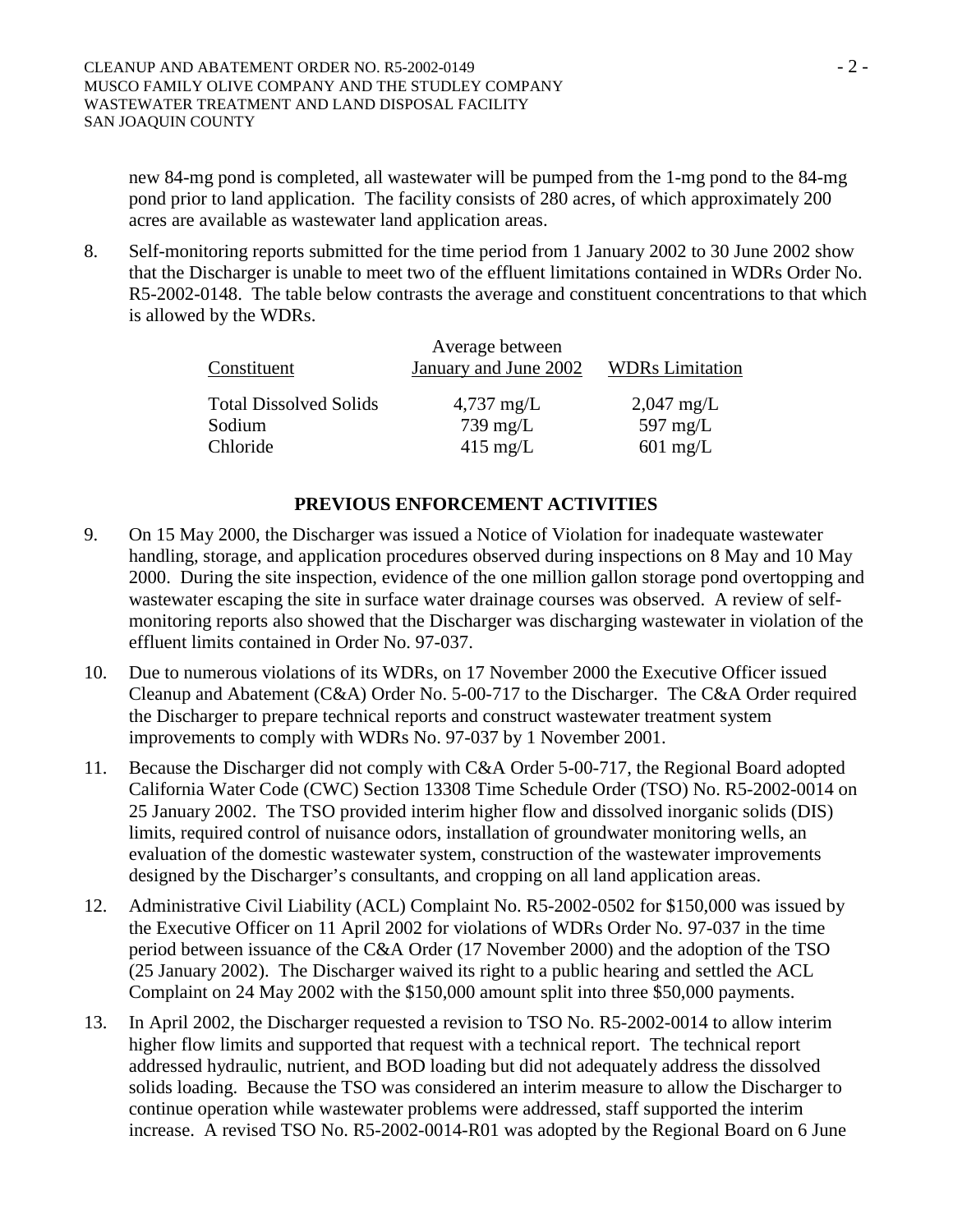new 84-mg pond is completed, all wastewater will be pumped from the 1-mg pond to the 84-mg pond prior to land application. The facility consists of 280 acres, of which approximately 200 acres are available as wastewater land application areas.

8. Self-monitoring reports submitted for the time period from 1 January 2002 to 30 June 2002 show that the Discharger is unable to meet two of the effluent limitations contained in WDRs Order No. R5-2002-0148. The table below contrasts the average and constituent concentrations to that which is allowed by the WDRs.

| Constituent | Average between January and June 2002 | WDRs Limitation |
|---|---|---|
| Total Dissolved Solids | 4,737 mg/L | 2,047 mg/L |
| Sodium | 739 mg/L | 597 mg/L |
| Chloride | 415 mg/L | 601 mg/L |

## PREVIOUS ENFORCEMENT ACTIVITIES

9. On 15 May 2000, the Discharger was issued a Notice of Violation for inadequate wastewater handling, storage, and application procedures observed during inspections on 8 May and 10 May 2000. During the site inspection, evidence of the one million gallon storage pond overtopping and wastewater escaping the site in surface water drainage courses was observed. A review of self-monitoring reports also showed that the Discharger was discharging wastewater in violation of the effluent limits contained in Order No. 97-037.

10. Due to numerous violations of its WDRs, on 17 November 2000 the Executive Officer issued Cleanup and Abatement (C&A) Order No. 5-00-717 to the Discharger. The C&A Order required the Discharger to prepare technical reports and construct wastewater treatment system improvements to comply with WDRs No. 97-037 by 1 November 2001.

11. Because the Discharger did not comply with C&A Order 5-00-717, the Regional Board adopted California Water Code (CWC) Section 13308 Time Schedule Order (TSO) No. R5-2002-0014 on 25 January 2002. The TSO provided interim higher flow and dissolved inorganic solids (DIS) limits, required control of nuisance odors, installation of groundwater monitoring wells, an evaluation of the domestic wastewater system, construction of the wastewater improvements designed by the Discharger's consultants, and cropping on all land application areas.

12. Administrative Civil Liability (ACL) Complaint No. R5-2002-0502 for $150,000 was issued by the Executive Officer on 11 April 2002 for violations of WDRs Order No. 97-037 in the time period between issuance of the C&A Order (17 November 2000) and the adoption of the TSO (25 January 2002). The Discharger waived its right to a public hearing and settled the ACL Complaint on 24 May 2002 with the $150,000 amount split into three $50,000 payments.

13. In April 2002, the Discharger requested a revision to TSO No. R5-2002-0014 to allow interim higher flow limits and supported that request with a technical report. The technical report addressed hydraulic, nutrient, and BOD loading but did not adequately address the dissolved solids loading. Because the TSO was considered an interim measure to allow the Discharger to continue operation while wastewater problems were addressed, staff supported the interim increase. A revised TSO No. R5-2002-0014-R01 was adopted by the Regional Board on 6 June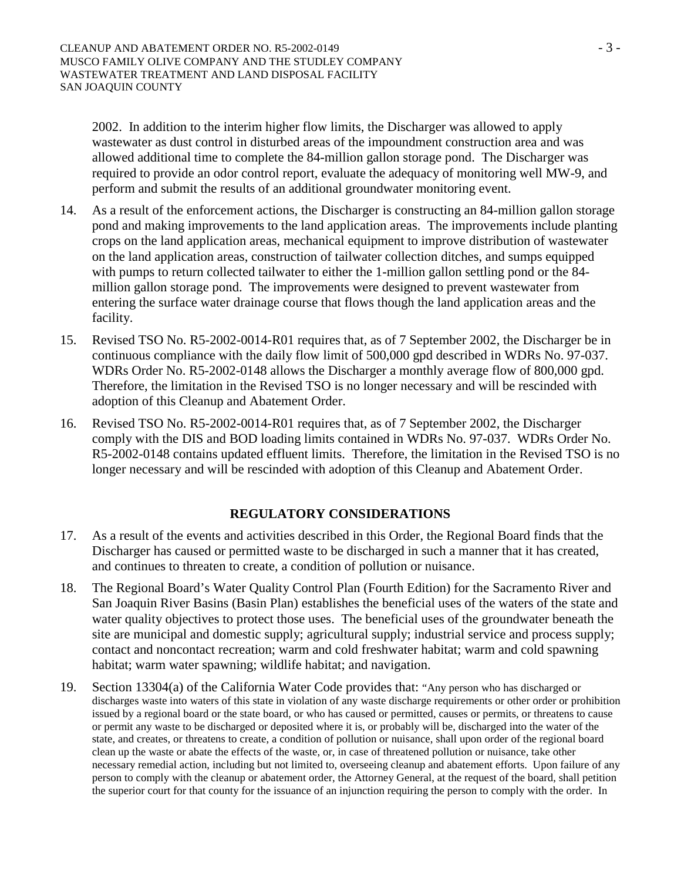2002. In addition to the interim higher flow limits, the Discharger was allowed to apply wastewater as dust control in disturbed areas of the impoundment construction area and was allowed additional time to complete the 84-million gallon storage pond. The Discharger was required to provide an odor control report, evaluate the adequacy of monitoring well MW-9, and perform and submit the results of an additional groundwater monitoring event.

14. As a result of the enforcement actions, the Discharger is constructing an 84-million gallon storage pond and making improvements to the land application areas. The improvements include planting crops on the land application areas, mechanical equipment to improve distribution of wastewater on the land application areas, construction of tailwater collection ditches, and sumps equipped with pumps to return collected tailwater to either the 1-million gallon settling pond or the 84-million gallon storage pond. The improvements were designed to prevent wastewater from entering the surface water drainage course that flows though the land application areas and the facility.

15. Revised TSO No. R5-2002-0014-R01 requires that, as of 7 September 2002, the Discharger be in continuous compliance with the daily flow limit of 500,000 gpd described in WDRs No. 97-037. WDRs Order No. R5-2002-0148 allows the Discharger a monthly average flow of 800,000 gpd. Therefore, the limitation in the Revised TSO is no longer necessary and will be rescinded with adoption of this Cleanup and Abatement Order.

16. Revised TSO No. R5-2002-0014-R01 requires that, as of 7 September 2002, the Discharger comply with the DIS and BOD loading limits contained in WDRs No. 97-037. WDRs Order No. R5-2002-0148 contains updated effluent limits. Therefore, the limitation in the Revised TSO is no longer necessary and will be rescinded with adoption of this Cleanup and Abatement Order.

## REGULATORY CONSIDERATIONS

17. As a result of the events and activities described in this Order, the Regional Board finds that the Discharger has caused or permitted waste to be discharged in such a manner that it has created, and continues to threaten to create, a condition of pollution or nuisance.

18. The Regional Board's Water Quality Control Plan (Fourth Edition) for the Sacramento River and San Joaquin River Basins (Basin Plan) establishes the beneficial uses of the waters of the state and water quality objectives to protect those uses. The beneficial uses of the groundwater beneath the site are municipal and domestic supply; agricultural supply; industrial service and process supply; contact and noncontact recreation; warm and cold freshwater habitat; warm and cold spawning habitat; warm water spawning; wildlife habitat; and navigation.

19. Section 13304(a) of the California Water Code provides that: "Any person who has discharged or discharges waste into waters of this state in violation of any waste discharge requirements or other order or prohibition issued by a regional board or the state board, or who has caused or permitted, causes or permits, or threatens to cause or permit any waste to be discharged or deposited where it is, or probably will be, discharged into the water of the state, and creates, or threatens to create, a condition of pollution or nuisance, shall upon order of the regional board clean up the waste or abate the effects of the waste, or, in case of threatened pollution or nuisance, take other necessary remedial action, including but not limited to, overseeing cleanup and abatement efforts. Upon failure of any person to comply with the cleanup or abatement order, the Attorney General, at the request of the board, shall petition the superior court for that county for the issuance of an injunction requiring the person to comply with the order. In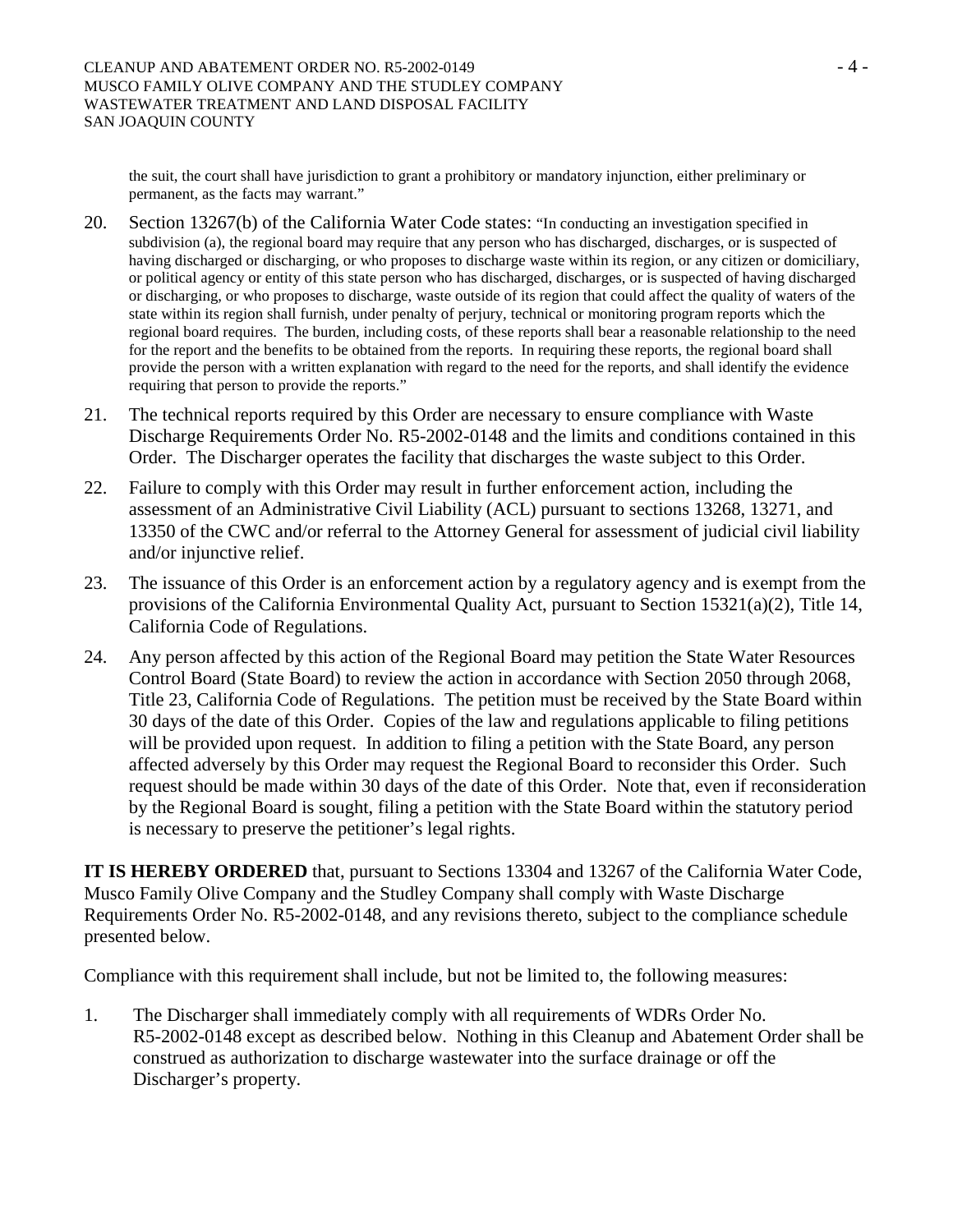the suit, the court shall have jurisdiction to grant a prohibitory or mandatory injunction, either preliminary or permanent, as the facts may warrant."

20. Section 13267(b) of the California Water Code states: "In conducting an investigation specified in subdivision (a), the regional board may require that any person who has discharged, discharges, or is suspected of having discharged or discharging, or who proposes to discharge waste within its region, or any citizen or domiciliary, or political agency or entity of this state person who has discharged, discharges, or is suspected of having discharged or discharging, or who proposes to discharge, waste outside of its region that could affect the quality of waters of the state within its region shall furnish, under penalty of perjury, technical or monitoring program reports which the regional board requires. The burden, including costs, of these reports shall bear a reasonable relationship to the need for the report and the benefits to be obtained from the reports. In requiring these reports, the regional board shall provide the person with a written explanation with regard to the need for the reports, and shall identify the evidence requiring that person to provide the reports."

21. The technical reports required by this Order are necessary to ensure compliance with Waste Discharge Requirements Order No. R5-2002-0148 and the limits and conditions contained in this Order. The Discharger operates the facility that discharges the waste subject to this Order.

22. Failure to comply with this Order may result in further enforcement action, including the assessment of an Administrative Civil Liability (ACL) pursuant to sections 13268, 13271, and 13350 of the CWC and/or referral to the Attorney General for assessment of judicial civil liability and/or injunctive relief.

23. The issuance of this Order is an enforcement action by a regulatory agency and is exempt from the provisions of the California Environmental Quality Act, pursuant to Section 15321(a)(2), Title 14, California Code of Regulations.

24. Any person affected by this action of the Regional Board may petition the State Water Resources Control Board (State Board) to review the action in accordance with Section 2050 through 2068, Title 23, California Code of Regulations. The petition must be received by the State Board within 30 days of the date of this Order. Copies of the law and regulations applicable to filing petitions will be provided upon request. In addition to filing a petition with the State Board, any person affected adversely by this Order may request the Regional Board to reconsider this Order. Such request should be made within 30 days of the date of this Order. Note that, even if reconsideration by the Regional Board is sought, filing a petition with the State Board within the statutory period is necessary to preserve the petitioner's legal rights.

**IT IS HEREBY ORDERED** that, pursuant to Sections 13304 and 13267 of the California Water Code, Musco Family Olive Company and the Studley Company shall comply with Waste Discharge Requirements Order No. R5-2002-0148, and any revisions thereto, subject to the compliance schedule presented below.

Compliance with this requirement shall include, but not be limited to, the following measures:

1. The Discharger shall immediately comply with all requirements of WDRs Order No. R5-2002-0148 except as described below. Nothing in this Cleanup and Abatement Order shall be construed as authorization to discharge wastewater into the surface drainage or off the Discharger's property.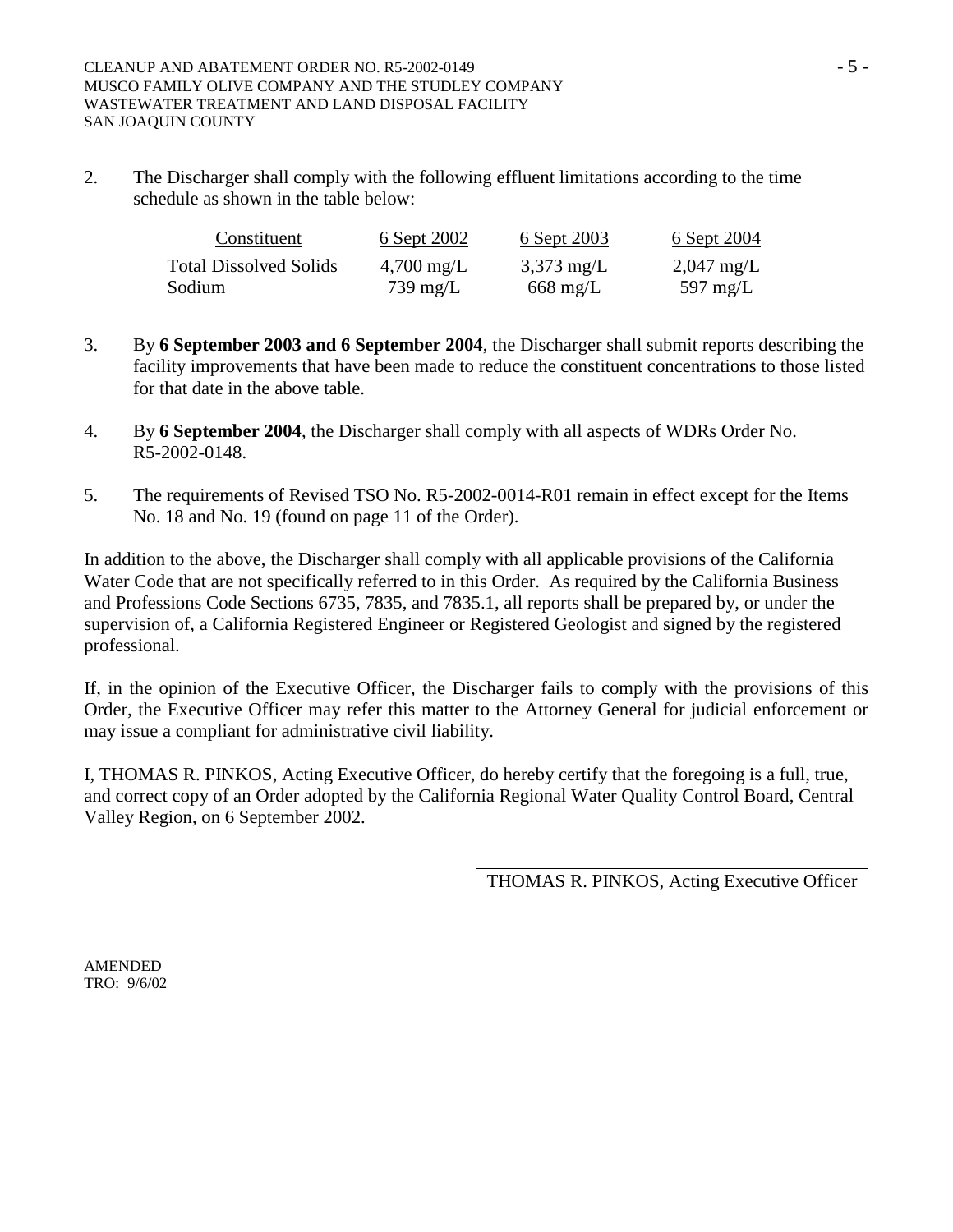2. The Discharger shall comply with the following effluent limitations according to the time schedule as shown in the table below:

| Constituent | 6 Sept 2002 | 6 Sept 2003 | 6 Sept 2004 |
|---|---|---|---|
| Total Dissolved Solids | 4,700 mg/L | 3,373 mg/L | 2,047 mg/L |
| Sodium | 739 mg/L | 668 mg/L | 597 mg/L |

3. By **6 September 2003 and 6 September 2004**, the Discharger shall submit reports describing the facility improvements that have been made to reduce the constituent concentrations to those listed for that date in the above table.

4. By **6 September 2004**, the Discharger shall comply with all aspects of WDRs Order No. R5-2002-0148.

5. The requirements of Revised TSO No. R5-2002-0014-R01 remain in effect except for the Items No. 18 and No. 19 (found on page 11 of the Order).

In addition to the above, the Discharger shall comply with all applicable provisions of the California Water Code that are not specifically referred to in this Order. As required by the California Business and Professions Code Sections 6735, 7835, and 7835.1, all reports shall be prepared by, or under the supervision of, a California Registered Engineer or Registered Geologist and signed by the registered professional.

If, in the opinion of the Executive Officer, the Discharger fails to comply with the provisions of this Order, the Executive Officer may refer this matter to the Attorney General for judicial enforcement or may issue a compliant for administrative civil liability.

I, THOMAS R. PINKOS, Acting Executive Officer, do hereby certify that the foregoing is a full, true, and correct copy of an Order adopted by the California Regional Water Quality Control Board, Central Valley Region, on 6 September 2002.

THOMAS R. PINKOS, Acting Executive Officer

AMENDED
TRO: 9/6/02